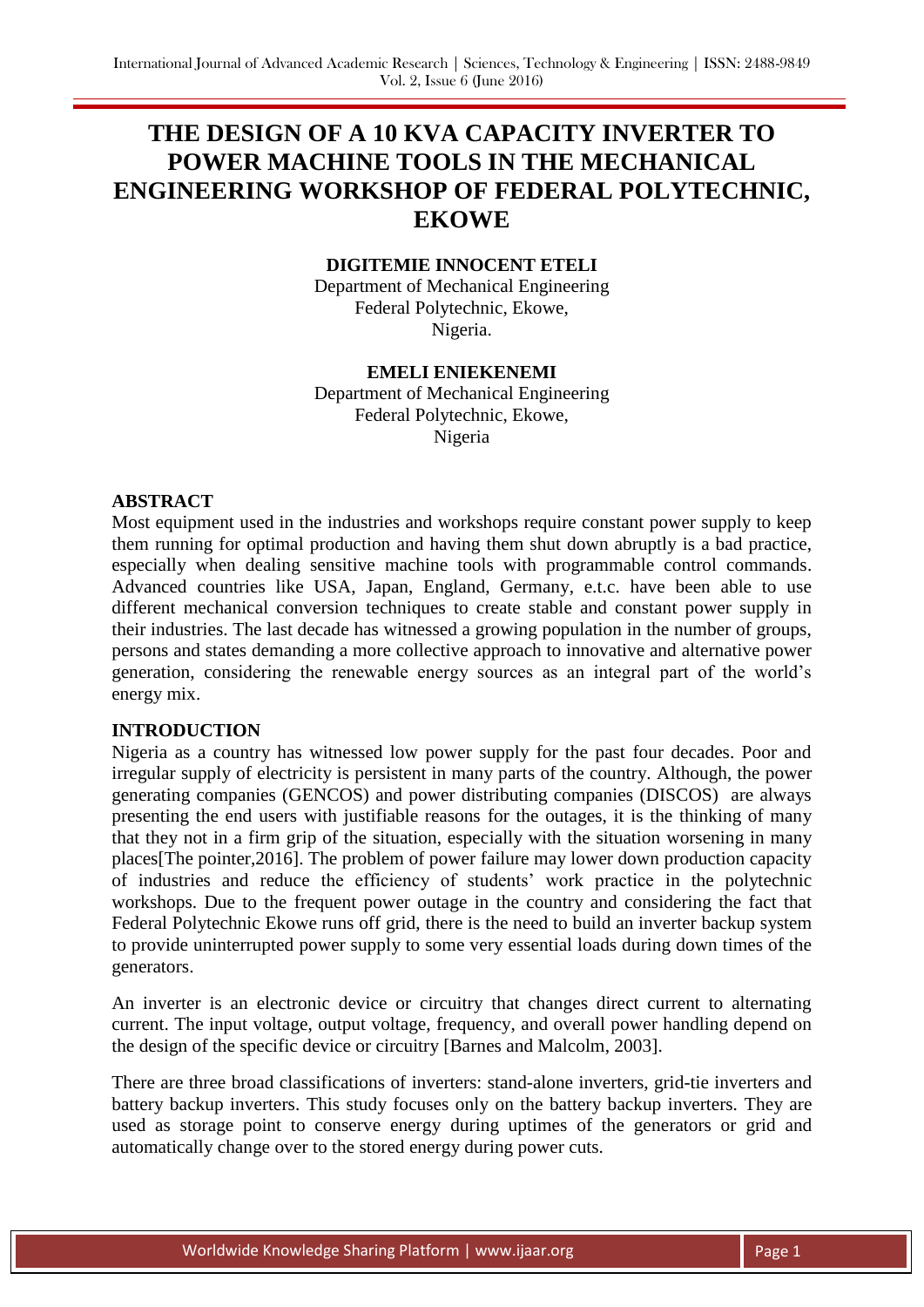# THE DESIGN OF A 10 KVA CAPACITY INVERTER TO POWER MACHINE TOOLS IN THE MECHANICAL ENGINEERING WORKSHOP OF FEDERAL POLYTECHNIC, EKOWE

**DIGITEMIE INNOCENT ETELI**
Department of Mechanical Engineering
Federal Polytechnic, Ekowe,
Nigeria.

**EMELI ENIEKENEMI**
Department of Mechanical Engineering
Federal Polytechnic, Ekowe,
Nigeria

## ABSTRACT

Most equipment used in the industries and workshops require constant power supply to keep them running for optimal production and having them shut down abruptly is a bad practice, especially when dealing sensitive machine tools with programmable control commands. Advanced countries like USA, Japan, England, Germany, e.t.c. have been able to use different mechanical conversion techniques to create stable and constant power supply in their industries. The last decade has witnessed a growing population in the number of groups, persons and states demanding a more collective approach to innovative and alternative power generation, considering the renewable energy sources as an integral part of the world's energy mix.

## INTRODUCTION

Nigeria as a country has witnessed low power supply for the past four decades. Poor and irregular supply of electricity is persistent in many parts of the country. Although, the power generating companies (GENCOS) and power distributing companies (DISCOS) are always presenting the end users with justifiable reasons for the outages, it is the thinking of many that they not in a firm grip of the situation, especially with the situation worsening in many places[The pointer,2016]. The problem of power failure may lower down production capacity of industries and reduce the efficiency of students' work practice in the polytechnic workshops. Due to the frequent power outage in the country and considering the fact that Federal Polytechnic Ekowe runs off grid, there is the need to build an inverter backup system to provide uninterrupted power supply to some very essential loads during down times of the generators.

An inverter is an electronic device or circuitry that changes direct current to alternating current. The input voltage, output voltage, frequency, and overall power handling depend on the design of the specific device or circuitry [Barnes and Malcolm, 2003].

There are three broad classifications of inverters: stand-alone inverters, grid-tie inverters and battery backup inverters. This study focuses only on the battery backup inverters. They are used as storage point to conserve energy during uptimes of the generators or grid and automatically change over to the stored energy during power cuts.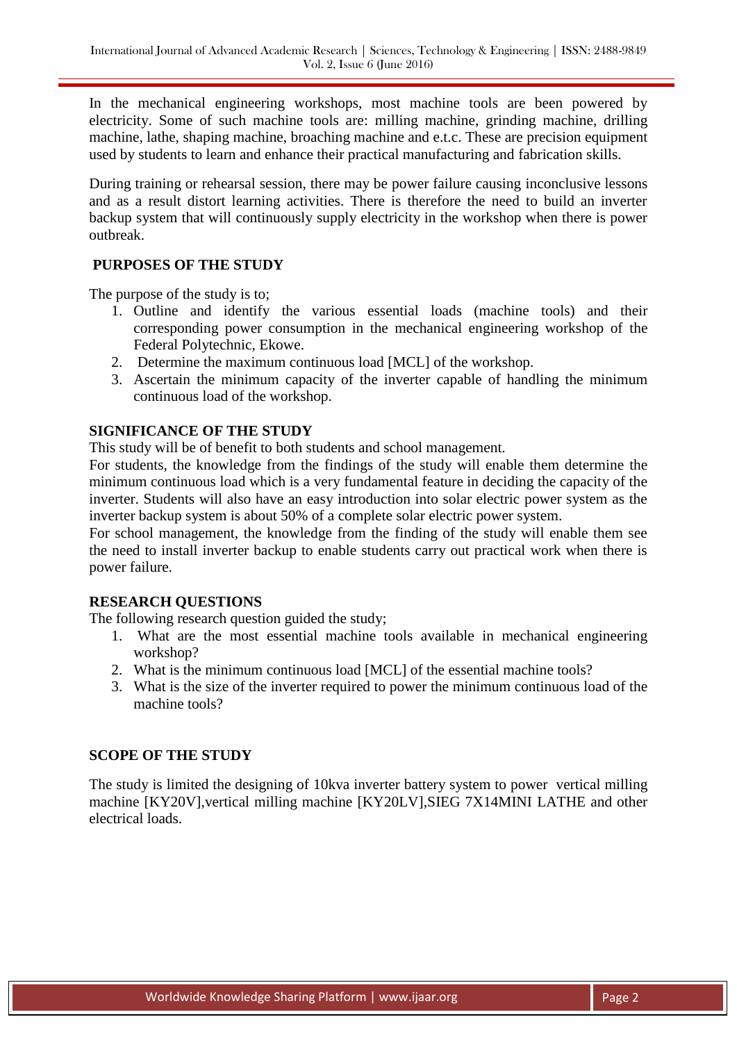In the mechanical engineering workshops, most machine tools are been powered by electricity. Some of such machine tools are: milling machine, grinding machine, drilling machine, lathe, shaping machine, broaching machine and e.t.c. These are precision equipment used by students to learn and enhance their practical manufacturing and fabrication skills.

During training or rehearsal session, there may be power failure causing inconclusive lessons and as a result distort learning activities. There is therefore the need to build an inverter backup system that will continuously supply electricity in the workshop when there is power outbreak.

## PURPOSES OF THE STUDY

The purpose of the study is to;

1. Outline and identify the various essential loads (machine tools) and their corresponding power consumption in the mechanical engineering workshop of the Federal Polytechnic, Ekowe.
2. Determine the maximum continuous load [MCL] of the workshop.
3. Ascertain the minimum capacity of the inverter capable of handling the minimum continuous load of the workshop.

## SIGNIFICANCE OF THE STUDY

This study will be of benefit to both students and school management.

For students, the knowledge from the findings of the study will enable them determine the minimum continuous load which is a very fundamental feature in deciding the capacity of the inverter. Students will also have an easy introduction into solar electric power system as the inverter backup system is about 50% of a complete solar electric power system.

For school management, the knowledge from the finding of the study will enable them see the need to install inverter backup to enable students carry out practical work when there is power failure.

## RESEARCH QUESTIONS

The following research question guided the study;

1. What are the most essential machine tools available in mechanical engineering workshop?
2. What is the minimum continuous load [MCL] of the essential machine tools?
3. What is the size of the inverter required to power the minimum continuous load of the machine tools?

## SCOPE OF THE STUDY

The study is limited the designing of 10kva inverter battery system to power vertical milling machine [KY20V],vertical milling machine [KY20LV],SIEG 7X14MINI LATHE and other electrical loads.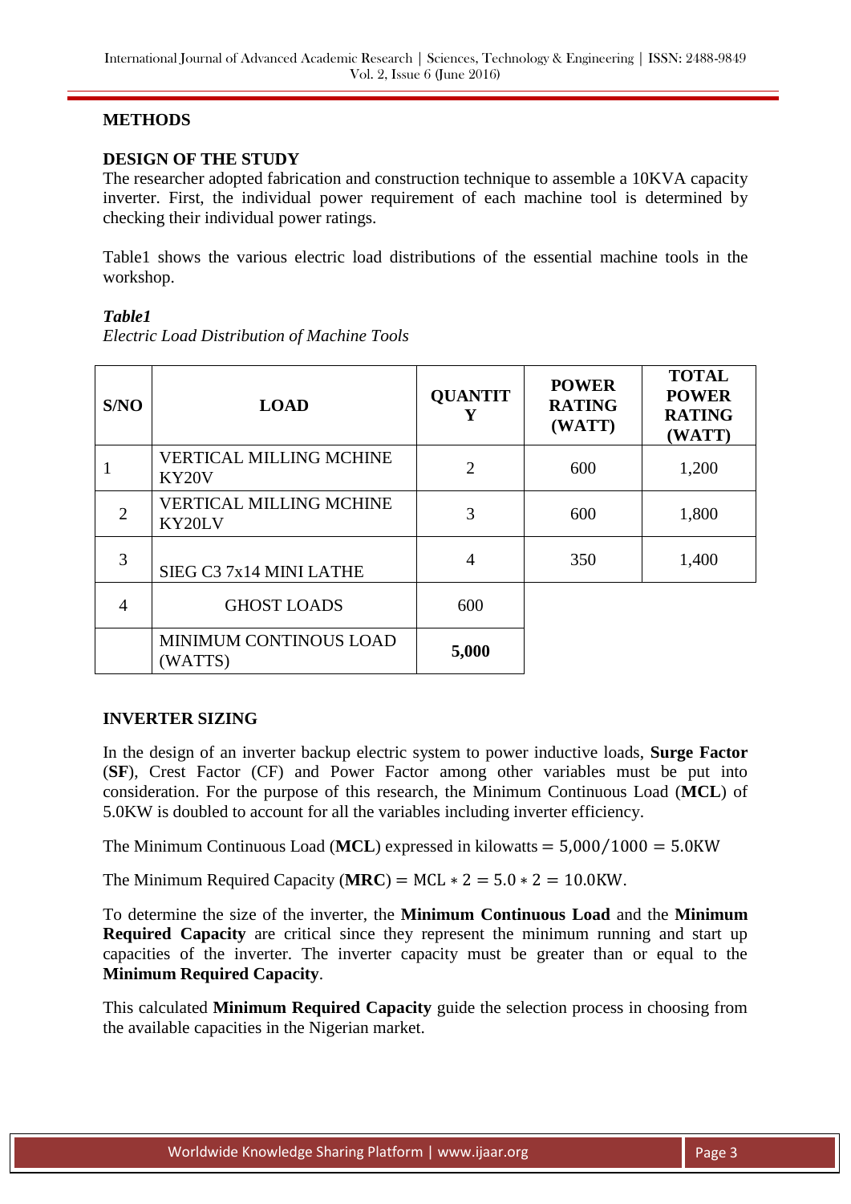## METHODS

### DESIGN OF THE STUDY

The researcher adopted fabrication and construction technique to assemble a 10KVA capacity inverter. First, the individual power requirement of each machine tool is determined by checking their individual power ratings.

Table1 shows the various electric load distributions of the essential machine tools in the workshop.

***Table1***

*Electric Load Distribution of Machine Tools*

| S/NO | LOAD | QUANTITY | POWER RATING (WATT) | TOTAL POWER RATING (WATT) |
|---|---|---|---|---|
| 1 | VERTICAL MILLING MCHINE KY20V | 2 | 600 | 1,200 |
| 2 | VERTICAL MILLING MCHINE KY20LV | 3 | 600 | 1,800 |
| 3 | SIEG C3 7x14 MINI LATHE | 4 | 350 | 1,400 |
| 4 | GHOST LOADS | 600 | | |
| | MINIMUM CONTINOUS LOAD (WATTS) | **5,000** | | |

### INVERTER SIZING

In the design of an inverter backup electric system to power inductive loads, **Surge Factor** (**SF**), Crest Factor (CF) and Power Factor among other variables must be put into consideration. For the purpose of this research, the Minimum Continuous Load (**MCL**) of 5.0KW is doubled to account for all the variables including inverter efficiency.

The Minimum Continuous Load (**MCL**) expressed in kilowatts $= 5{,}000/1000 = 5.0\text{KW}$

The Minimum Required Capacity (**MRC**) $= \text{MCL} * 2 = 5.0 * 2 = 10.0\text{KW}$.

To determine the size of the inverter, the **Minimum Continuous Load** and the **Minimum Required Capacity** are critical since they represent the minimum running and start up capacities of the inverter. The inverter capacity must be greater than or equal to the **Minimum Required Capacity**.

This calculated **Minimum Required Capacity** guide the selection process in choosing from the available capacities in the Nigerian market.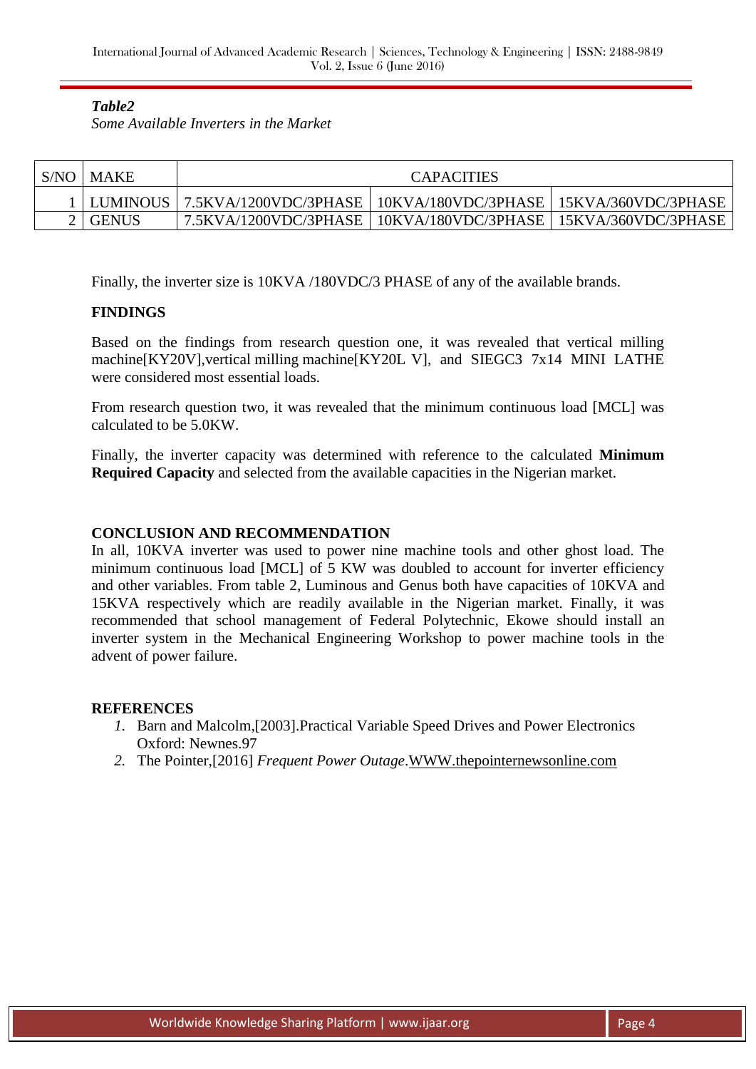***Table2***
*Some Available Inverters in the Market*

| S/NO | MAKE | CAPACITIES | | |
|---|---|---|---|---|
| 1 | LUMINOUS | 7.5KVA/1200VDC/3PHASE | 10KVA/180VDC/3PHASE | 15KVA/360VDC/3PHASE |
| 2 | GENUS | 7.5KVA/1200VDC/3PHASE | 10KVA/180VDC/3PHASE | 15KVA/360VDC/3PHASE |

Finally, the inverter size is 10KVA /180VDC/3 PHASE of any of the available brands.

## FINDINGS

Based on the findings from research question one, it was revealed that vertical milling machine[KY20V],vertical milling machine[KY20L V], and SIEGC3 7x14 MINI LATHE were considered most essential loads.

From research question two, it was revealed that the minimum continuous load [MCL] was calculated to be 5.0KW.

Finally, the inverter capacity was determined with reference to the calculated **Minimum Required Capacity** and selected from the available capacities in the Nigerian market.

## CONCLUSION AND RECOMMENDATION

In all, 10KVA inverter was used to power nine machine tools and other ghost load. The minimum continuous load [MCL] of 5 KW was doubled to account for inverter efficiency and other variables. From table 2, Luminous and Genus both have capacities of 10KVA and 15KVA respectively which are readily available in the Nigerian market. Finally, it was recommended that school management of Federal Polytechnic, Ekowe should install an inverter system in the Mechanical Engineering Workshop to power machine tools in the advent of power failure.

## REFERENCES

1. Barn and Malcolm,[2003].Practical Variable Speed Drives and Power Electronics Oxford: Newnes.97
2. The Pointer,[2016] *Frequent Power Outage*.WWW.thepointernewsonline.com